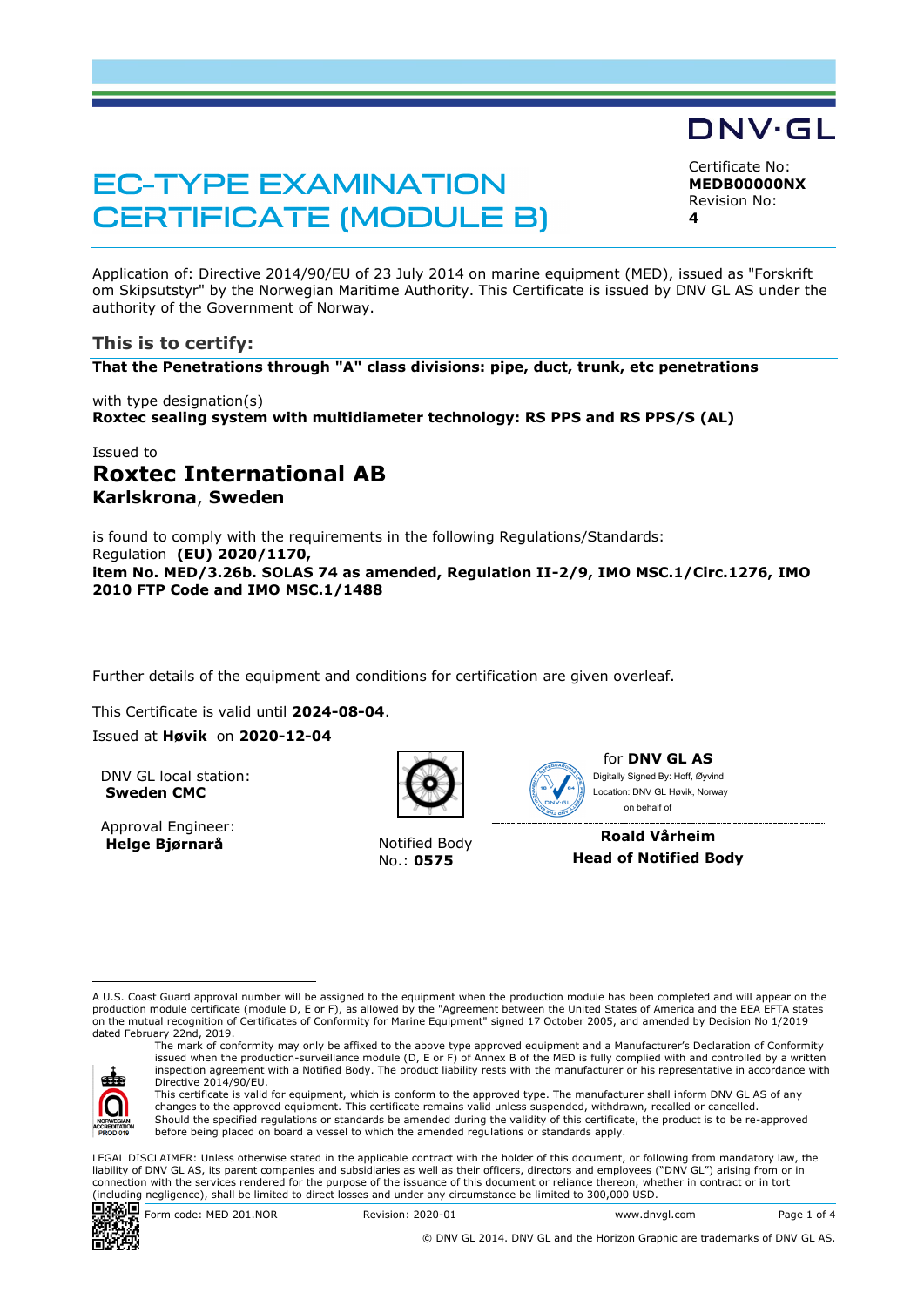DNV·GL

# EC-TYPE EXAMINATION CERTIFICATE (MODULE B)

Certificate No:
**MEDB00000NX**
Revision No:
**4**

Application of: Directive 2014/90/EU of 23 July 2014 on marine equipment (MED), issued as "Forskrift om Skipsutstyr" by the Norwegian Maritime Authority. This Certificate is issued by DNV GL AS under the authority of the Government of Norway.

## This is to certify:

**That the Penetrations through "A" class divisions: pipe, duct, trunk, etc penetrations**

with type designation(s)
**Roxtec sealing system with multidiameter technology: RS PPS and RS PPS/S (AL)**

Issued to
## Roxtec International AB
**Karlskrona, Sweden**

is found to comply with the requirements in the following Regulations/Standards:
Regulation **(EU) 2020/1170,**
**item No. MED/3.26b. SOLAS 74 as amended, Regulation II-2/9, IMO MSC.1/Circ.1276, IMO 2010 FTP Code and IMO MSC.1/1488**

Further details of the equipment and conditions for certification are given overleaf.

This Certificate is valid until **2024-08-04**.

Issued at **Høvik** on **2020-12-04**

DNV GL local station:
**Sweden CMC**

Approval Engineer:
**Helge Bjørnarå**

Notified Body No.: **0575**

for **DNV GL AS**
Digitally Signed By: Hoff, Øyvind
Location: DNV GL Høvik, Norway
on behalf of

**Roald Vårheim**
**Head of Notified Body**

---

A U.S. Coast Guard approval number will be assigned to the equipment when the production module has been completed and will appear on the production module certificate (module D, E or F), as allowed by the "Agreement between the United States of America and the EEA EFTA states on the mutual recognition of Certificates of Conformity for Marine Equipment" signed 17 October 2005, and amended by Decision No 1/2019 dated February 22nd, 2019.

The mark of conformity may only be affixed to the above type approved equipment and a Manufacturer's Declaration of Conformity issued when the production-surveillance module (D, E or F) of Annex B of the MED is fully complied with and controlled by a written inspection agreement with a Notified Body. The product liability rests with the manufacturer or his representative in accordance with Directive 2014/90/EU.

This certificate is valid for equipment, which is conform to the approved type. The manufacturer shall inform DNV GL AS of any changes to the approved equipment. This certificate remains valid unless suspended, withdrawn, recalled or cancelled.

Should the specified regulations or standards be amended during the validity of this certificate, the product is to be re-approved before being placed on board a vessel to which the amended regulations or standards apply.

NORWEGIAN ACCREDITATION PROD 019

LEGAL DISCLAIMER: Unless otherwise stated in the applicable contract with the holder of this document, or following from mandatory law, the liability of DNV GL AS, its parent companies and subsidiaries as well as their officers, directors and employees ("DNV GL") arising from or in connection with the services rendered for the purpose of the issuance of this document or reliance thereon, whether in contract or in tort (including negligence), shall be limited to direct losses and under any circumstance be limited to 300,000 USD.

Form code: MED 201.NOR | Revision: 2020-01 | www.dnvgl.com

© DNV GL 2014. DNV GL and the Horizon Graphic are trademarks of DNV GL AS.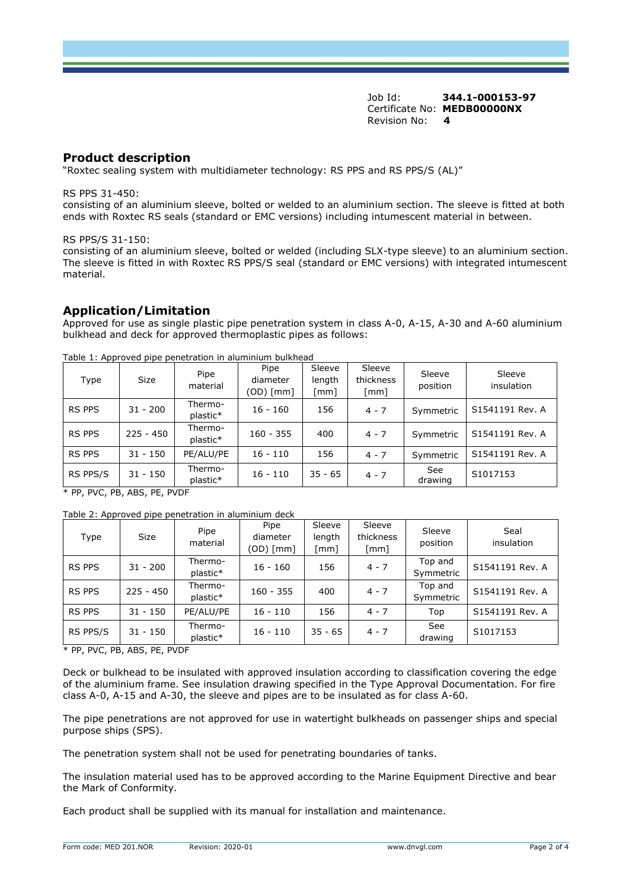Job Id: **344.1-000153-97**
Certificate No: **MEDB00000NX**
Revision No: **4**

## Product description

"Roxtec sealing system with multidiameter technology: RS PPS and RS PPS/S (AL)"

RS PPS 31-450:
consisting of an aluminium sleeve, bolted or welded to an aluminium section. The sleeve is fitted at both ends with Roxtec RS seals (standard or EMC versions) including intumescent material in between.

RS PPS/S 31-150:
consisting of an aluminium sleeve, bolted or welded (including SLX-type sleeve) to an aluminium section. The sleeve is fitted in with Roxtec RS PPS/S seal (standard or EMC versions) with integrated intumescent material.

## Application/Limitation

Approved for use as single plastic pipe penetration system in class A-0, A-15, A-30 and A-60 aluminium bulkhead and deck for approved thermoplastic pipes as follows:

Table 1: Approved pipe penetration in aluminium bulkhead

| Type | Size | Pipe material | Pipe diameter (OD) [mm] | Sleeve length [mm] | Sleeve thickness [mm] | Sleeve position | Sleeve insulation |
|---|---|---|---|---|---|---|---|
| RS PPS | 31 - 200 | Thermo-plastic* | 16 - 160 | 156 | 4 - 7 | Symmetric | S1541191 Rev. A |
| RS PPS | 225 - 450 | Thermo-plastic* | 160 - 355 | 400 | 4 - 7 | Symmetric | S1541191 Rev. A |
| RS PPS | 31 - 150 | PE/ALU/PE | 16 - 110 | 156 | 4 - 7 | Symmetric | S1541191 Rev. A |
| RS PPS/S | 31 - 150 | Thermo-plastic* | 16 - 110 | 35 - 65 | 4 - 7 | See drawing | S1017153 |

* PP, PVC, PB, ABS, PE, PVDF

Table 2: Approved pipe penetration in aluminium deck

| Type | Size | Pipe material | Pipe diameter (OD) [mm] | Sleeve length [mm] | Sleeve thickness [mm] | Sleeve position | Seal insulation |
|---|---|---|---|---|---|---|---|
| RS PPS | 31 - 200 | Thermo-plastic* | 16 - 160 | 156 | 4 - 7 | Top and Symmetric | S1541191 Rev. A |
| RS PPS | 225 - 450 | Thermo-plastic* | 160 - 355 | 400 | 4 - 7 | Top and Symmetric | S1541191 Rev. A |
| RS PPS | 31 - 150 | PE/ALU/PE | 16 - 110 | 156 | 4 - 7 | Top | S1541191 Rev. A |
| RS PPS/S | 31 - 150 | Thermo-plastic* | 16 - 110 | 35 - 65 | 4 - 7 | See drawing | S1017153 |

* PP, PVC, PB, ABS, PE, PVDF

Deck or bulkhead to be insulated with approved insulation according to classification covering the edge of the aluminium frame. See insulation drawing specified in the Type Approval Documentation. For fire class A-0, A-15 and A-30, the sleeve and pipes are to be insulated as for class A-60.

The pipe penetrations are not approved for use in watertight bulkheads on passenger ships and special purpose ships (SPS).

The penetration system shall not be used for penetrating boundaries of tanks.

The insulation material used has to be approved according to the Marine Equipment Directive and bear the Mark of Conformity.

Each product shall be supplied with its manual for installation and maintenance.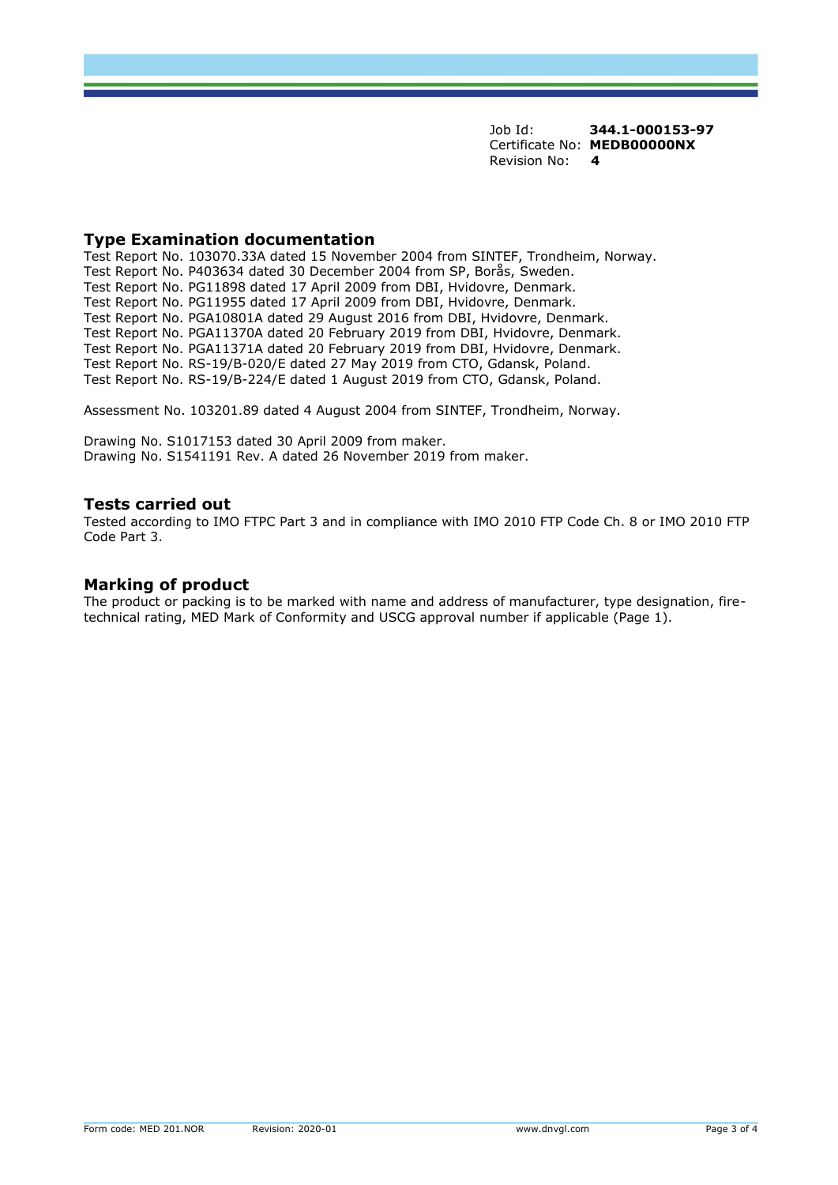Job Id: **344.1-000153-97**
Certificate No: **MEDB00000NX**
Revision No: **4**

## Type Examination documentation

Test Report No. 103070.33A dated 15 November 2004 from SINTEF, Trondheim, Norway.
Test Report No. P403634 dated 30 December 2004 from SP, Borås, Sweden.
Test Report No. PG11898 dated 17 April 2009 from DBI, Hvidovre, Denmark.
Test Report No. PG11955 dated 17 April 2009 from DBI, Hvidovre, Denmark.
Test Report No. PGA10801A dated 29 August 2016 from DBI, Hvidovre, Denmark.
Test Report No. PGA11370A dated 20 February 2019 from DBI, Hvidovre, Denmark.
Test Report No. PGA11371A dated 20 February 2019 from DBI, Hvidovre, Denmark.
Test Report No. RS-19/B-020/E dated 27 May 2019 from CTO, Gdansk, Poland.
Test Report No. RS-19/B-224/E dated 1 August 2019 from CTO, Gdansk, Poland.

Assessment No. 103201.89 dated 4 August 2004 from SINTEF, Trondheim, Norway.

Drawing No. S1017153 dated 30 April 2009 from maker.
Drawing No. S1541191 Rev. A dated 26 November 2019 from maker.

## Tests carried out

Tested according to IMO FTPC Part 3 and in compliance with IMO 2010 FTP Code Ch. 8 or IMO 2010 FTP Code Part 3.

## Marking of product

The product or packing is to be marked with name and address of manufacturer, type designation, fire-technical rating, MED Mark of Conformity and USCG approval number if applicable (Page 1).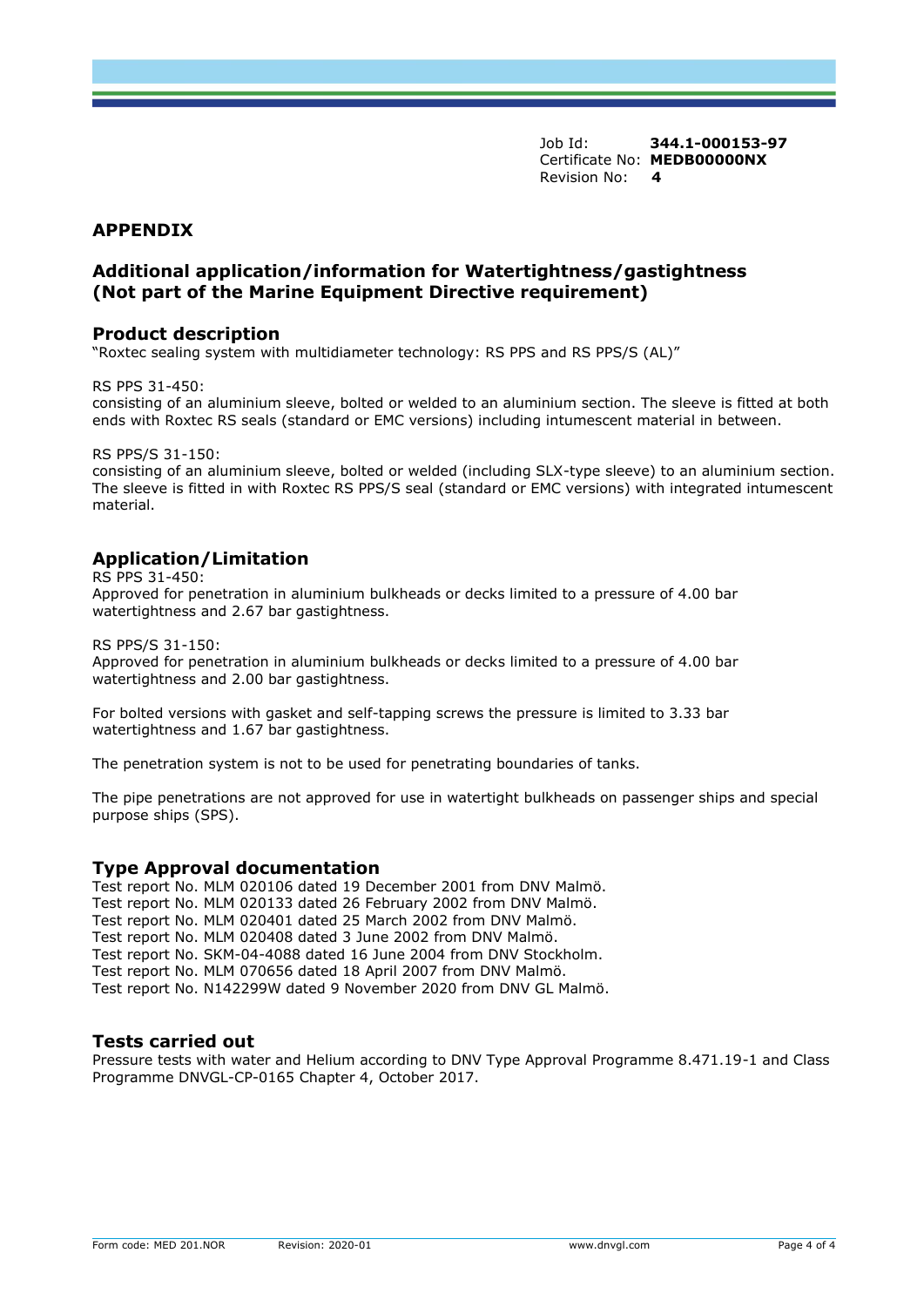Job Id: **344.1-000153-97**
Certificate No: **MEDB00000NX**
Revision No: **4**

# APPENDIX

## Additional application/information for Watertightness/gastightness (Not part of the Marine Equipment Directive requirement)

### Product description

"Roxtec sealing system with multidiameter technology: RS PPS and RS PPS/S (AL)"

RS PPS 31-450:
consisting of an aluminium sleeve, bolted or welded to an aluminium section. The sleeve is fitted at both ends with Roxtec RS seals (standard or EMC versions) including intumescent material in between.

RS PPS/S 31-150:
consisting of an aluminium sleeve, bolted or welded (including SLX-type sleeve) to an aluminium section. The sleeve is fitted in with Roxtec RS PPS/S seal (standard or EMC versions) with integrated intumescent material.

### Application/Limitation

RS PPS 31-450:
Approved for penetration in aluminium bulkheads or decks limited to a pressure of 4.00 bar watertightness and 2.67 bar gastightness.

RS PPS/S 31-150:
Approved for penetration in aluminium bulkheads or decks limited to a pressure of 4.00 bar watertightness and 2.00 bar gastightness.

For bolted versions with gasket and self-tapping screws the pressure is limited to 3.33 bar watertightness and 1.67 bar gastightness.

The penetration system is not to be used for penetrating boundaries of tanks.

The pipe penetrations are not approved for use in watertight bulkheads on passenger ships and special purpose ships (SPS).

### Type Approval documentation

Test report No. MLM 020106 dated 19 December 2001 from DNV Malmö.
Test report No. MLM 020133 dated 26 February 2002 from DNV Malmö.
Test report No. MLM 020401 dated 25 March 2002 from DNV Malmö.
Test report No. MLM 020408 dated 3 June 2002 from DNV Malmö.
Test report No. SKM-04-4088 dated 16 June 2004 from DNV Stockholm.
Test report No. MLM 070656 dated 18 April 2007 from DNV Malmö.
Test report No. N142299W dated 9 November 2020 from DNV GL Malmö.

### Tests carried out

Pressure tests with water and Helium according to DNV Type Approval Programme 8.471.19-1 and Class Programme DNVGL-CP-0165 Chapter 4, October 2017.